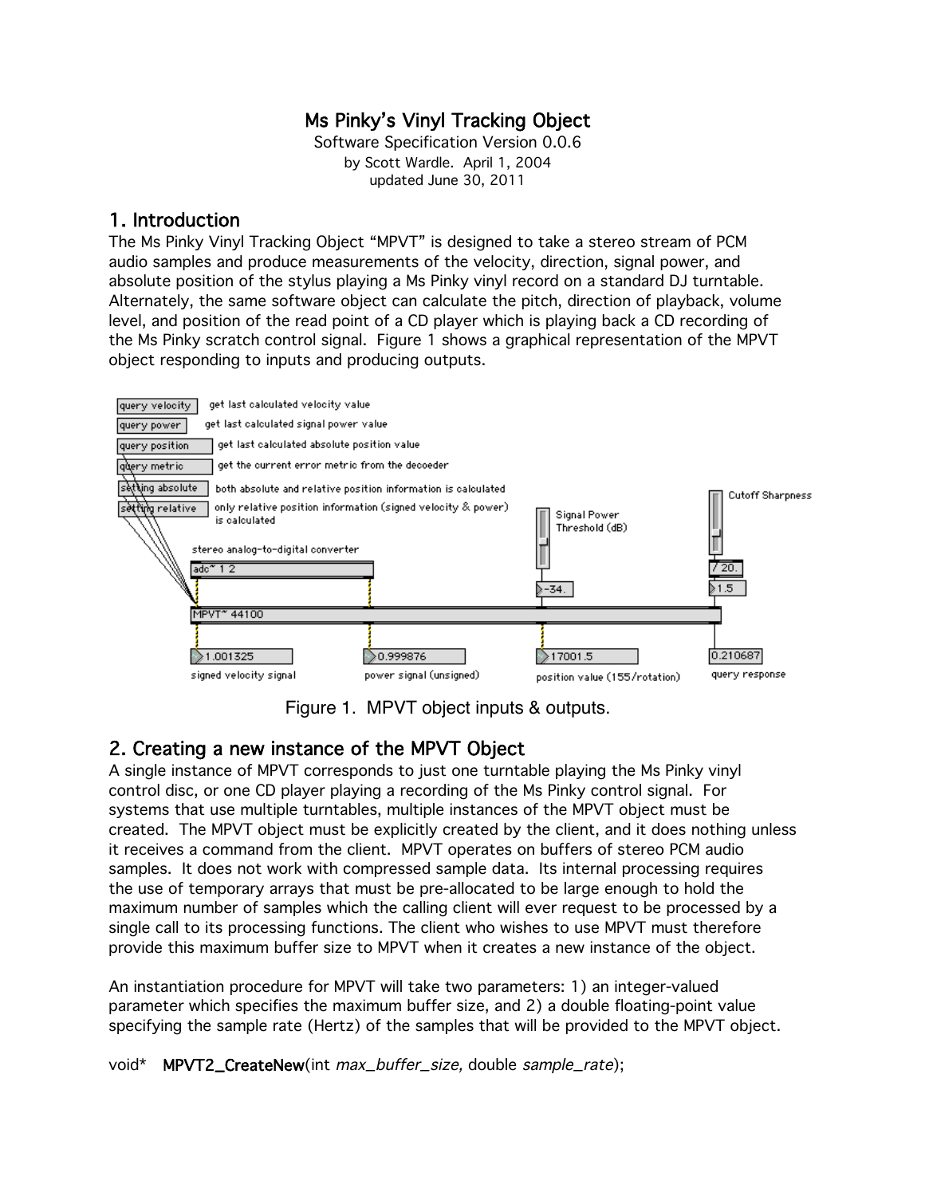# Ms Pinky's Vinyl Tracking Object

Software Specification Version 0.0.6
by Scott Wardle. April 1, 2004
updated June 30, 2011

## 1. Introduction

The Ms Pinky Vinyl Tracking Object "MPVT" is designed to take a stereo stream of PCM audio samples and produce measurements of the velocity, direction, signal power, and absolute position of the stylus playing a Ms Pinky vinyl record on a standard DJ turntable. Alternately, the same software object can calculate the pitch, direction of playback, volume level, and position of the read point of a CD player which is playing back a CD recording of the Ms Pinky scratch control signal. Figure 1 shows a graphical representation of the MPVT object responding to inputs and producing outputs.

Figure 1. MPVT object inputs & outputs.

## 2. Creating a new instance of the MPVT Object

A single instance of MPVT corresponds to just one turntable playing the Ms Pinky vinyl control disc, or one CD player playing a recording of the Ms Pinky control signal. For systems that use multiple turntables, multiple instances of the MPVT object must be created. The MPVT object must be explicitly created by the client, and it does nothing unless it receives a command from the client. MPVT operates on buffers of stereo PCM audio samples. It does not work with compressed sample data. Its internal processing requires the use of temporary arrays that must be pre-allocated to be large enough to hold the maximum number of samples which the calling client will ever request to be processed by a single call to its processing functions. The client who wishes to use MPVT must therefore provide this maximum buffer size to MPVT when it creates a new instance of the object.

An instantiation procedure for MPVT will take two parameters: 1) an integer-valued parameter which specifies the maximum buffer size, and 2) a double floating-point value specifying the sample rate (Hertz) of the samples that will be provided to the MPVT object.

```
void*   MPVT2_CreateNew(int max_buffer_size, double sample_rate);
```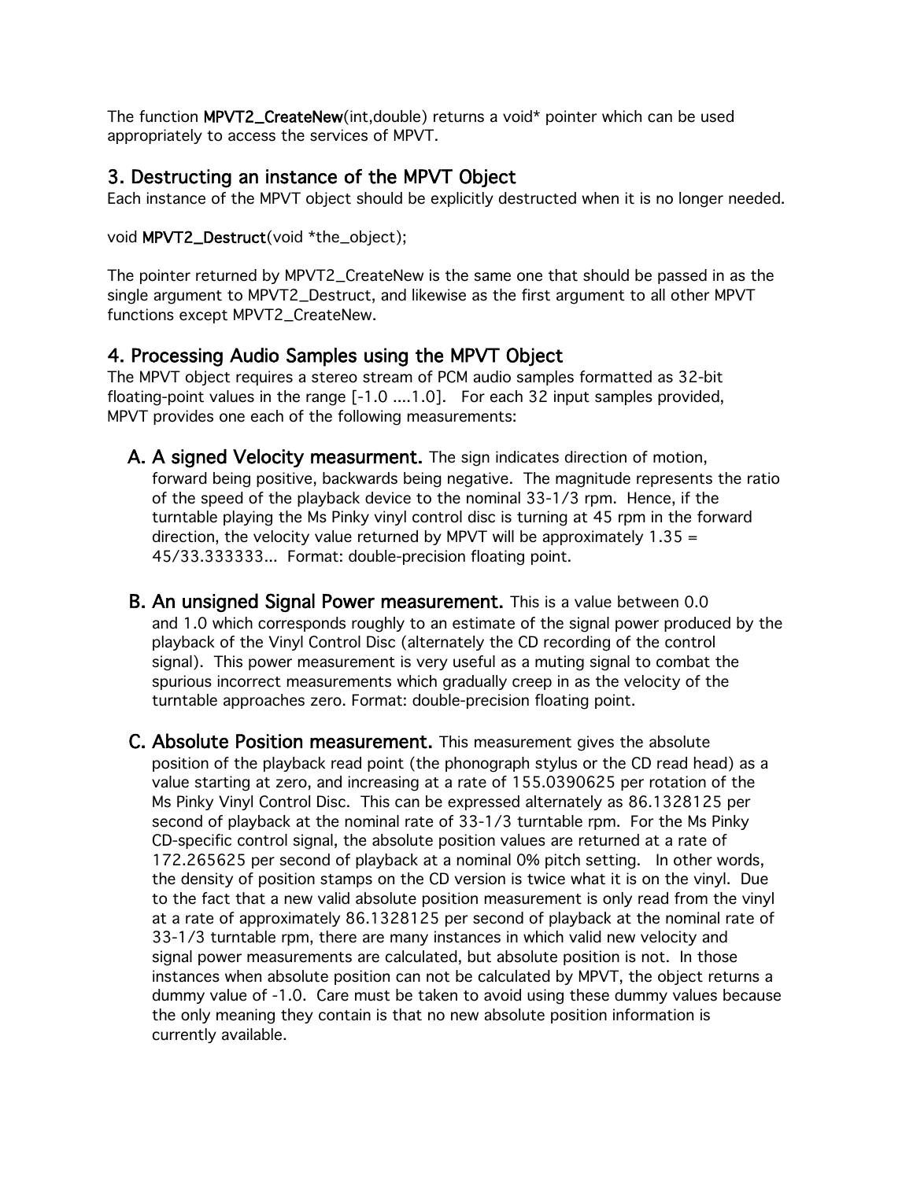The function **MPVT2_CreateNew**(int,double) returns a void* pointer which can be used appropriately to access the services of MPVT.

## 3. Destructing an instance of the MPVT Object

Each instance of the MPVT object should be explicitly destructed when it is no longer needed.

void **MPVT2_Destruct**(void *the_object);

The pointer returned by MPVT2_CreateNew is the same one that should be passed in as the single argument to MPVT2_Destruct, and likewise as the first argument to all other MPVT functions except MPVT2_CreateNew.

## 4. Processing Audio Samples using the MPVT Object

The MPVT object requires a stereo stream of PCM audio samples formatted as 32-bit floating-point values in the range [-1.0 ....1.0]. For each 32 input samples provided, MPVT provides one each of the following measurements:

A. **A signed Velocity measurment.** The sign indicates direction of motion, forward being positive, backwards being negative. The magnitude represents the ratio of the speed of the playback device to the nominal 33-1/3 rpm. Hence, if the turntable playing the Ms Pinky vinyl control disc is turning at 45 rpm in the forward direction, the velocity value returned by MPVT will be approximately 1.35 = 45/33.333333... Format: double-precision floating point.

B. **An unsigned Signal Power measurement.** This is a value between 0.0 and 1.0 which corresponds roughly to an estimate of the signal power produced by the playback of the Vinyl Control Disc (alternately the CD recording of the control signal). This power measurement is very useful as a muting signal to combat the spurious incorrect measurements which gradually creep in as the velocity of the turntable approaches zero. Format: double-precision floating point.

C. **Absolute Position measurement.** This measurement gives the absolute position of the playback read point (the phonograph stylus or the CD read head) as a value starting at zero, and increasing at a rate of 155.0390625 per rotation of the Ms Pinky Vinyl Control Disc. This can be expressed alternately as 86.1328125 per second of playback at the nominal rate of 33-1/3 turntable rpm. For the Ms Pinky CD-specific control signal, the absolute position values are returned at a rate of 172.265625 per second of playback at a nominal 0% pitch setting. In other words, the density of position stamps on the CD version is twice what it is on the vinyl. Due to the fact that a new valid absolute position measurement is only read from the vinyl at a rate of approximately 86.1328125 per second of playback at the nominal rate of 33-1/3 turntable rpm, there are many instances in which valid new velocity and signal power measurements are calculated, but absolute position is not. In those instances when absolute position can not be calculated by MPVT, the object returns a dummy value of -1.0. Care must be taken to avoid using these dummy values because the only meaning they contain is that no new absolute position information is currently available.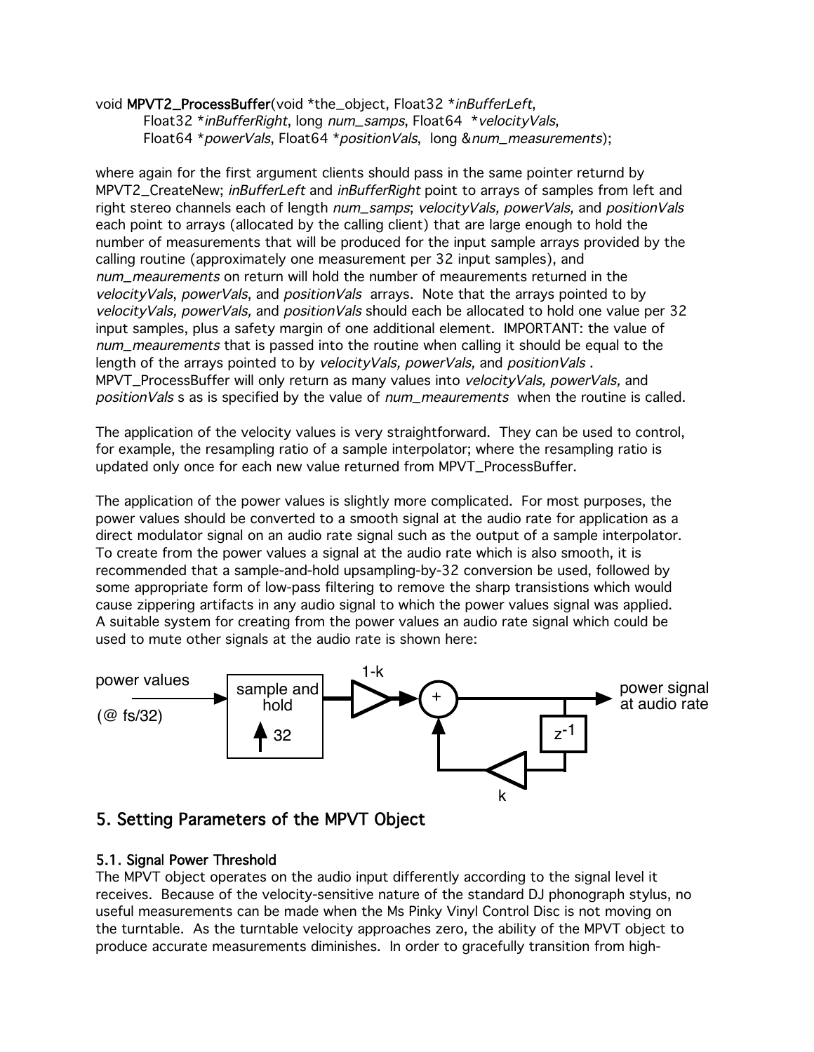void **MPVT2_ProcessBuffer**(void *the_object, Float32 **inBufferLeft*, Float32 **inBufferRight*, long *num_samps*, Float64 **velocityVals*, Float64 **powerVals*, Float64 **positionVals*, long &*num_measurements*);

where again for the first argument clients should pass in the same pointer returnd by MPVT2_CreateNew; *inBufferLeft* and *inBufferRight* point to arrays of samples from left and right stereo channels each of length *num_samps*; *velocityVals, powerVals,* and *positionVals* each point to arrays (allocated by the calling client) that are large enough to hold the number of measurements that will be produced for the input sample arrays provided by the calling routine (approximately one measurement per 32 input samples), and *num_meaurements* on return will hold the number of meaurements returned in the *velocityVals*, *powerVals*, and *positionVals* arrays. Note that the arrays pointed to by *velocityVals, powerVals,* and *positionVals* should each be allocated to hold one value per 32 input samples, plus a safety margin of one additional element. IMPORTANT: the value of *num_meaurements* that is passed into the routine when calling it should be equal to the length of the arrays pointed to by *velocityVals, powerVals,* and *positionVals* . MPVT_ProcessBuffer will only return as many values into *velocityVals, powerVals,* and *positionVals* s as is specified by the value of *num_meaurements* when the routine is called.

The application of the velocity values is very straightforward. They can be used to control, for example, the resampling ratio of a sample interpolator; where the resampling ratio is updated only once for each new value returned from MPVT_ProcessBuffer.

The application of the power values is slightly more complicated. For most purposes, the power values should be converted to a smooth signal at the audio rate for application as a direct modulator signal on an audio rate signal such as the output of a sample interpolator. To create from the power values a signal at the audio rate which is also smooth, it is recommended that a sample-and-hold upsampling-by-32 conversion be used, followed by some appropriate form of low-pass filtering to remove the sharp transistions which would cause zippering artifacts in any audio signal to which the power values signal was applied. A suitable system for creating from the power values an audio rate signal which could be used to mute other signals at the audio rate is shown here:

power values (@ fs/32) → sample and hold ↑32 → 1-k → + → power signal at audio rate (feedback: $z^{-1}$ → k → +)

## 5. Setting Parameters of the MPVT Object

### 5.1. Signal Power Threshold

The MPVT object operates on the audio input differently according to the signal level it receives. Because of the velocity-sensitive nature of the standard DJ phonograph stylus, no useful measurements can be made when the Ms Pinky Vinyl Control Disc is not moving on the turntable. As the turntable velocity approaches zero, the ability of the MPVT object to produce accurate measurements diminishes. In order to gracefully transition from high-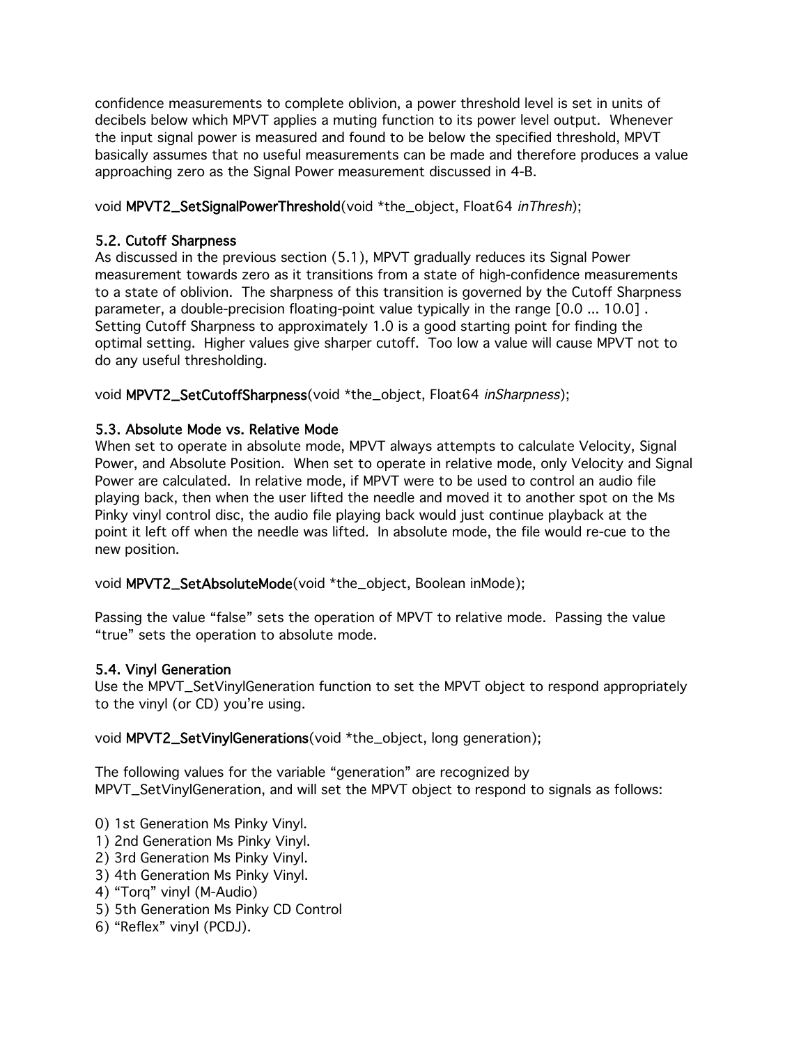confidence measurements to complete oblivion, a power threshold level is set in units of decibels below which MPVT applies a muting function to its power level output. Whenever the input signal power is measured and found to be below the specified threshold, MPVT basically assumes that no useful measurements can be made and therefore produces a value approaching zero as the Signal Power measurement discussed in 4-B.

void **MPVT2_SetSignalPowerThreshold**(void *the_object, Float64 *inThresh*);

### 5.2. Cutoff Sharpness

As discussed in the previous section (5.1), MPVT gradually reduces its Signal Power measurement towards zero as it transitions from a state of high-confidence measurements to a state of oblivion. The sharpness of this transition is governed by the Cutoff Sharpness parameter, a double-precision floating-point value typically in the range [0.0 ... 10.0] . Setting Cutoff Sharpness to approximately 1.0 is a good starting point for finding the optimal setting. Higher values give sharper cutoff. Too low a value will cause MPVT not to do any useful thresholding.

void **MPVT2_SetCutoffSharpness**(void *the_object, Float64 *inSharpness*);

### 5.3. Absolute Mode vs. Relative Mode

When set to operate in absolute mode, MPVT always attempts to calculate Velocity, Signal Power, and Absolute Position. When set to operate in relative mode, only Velocity and Signal Power are calculated. In relative mode, if MPVT were to be used to control an audio file playing back, then when the user lifted the needle and moved it to another spot on the Ms Pinky vinyl control disc, the audio file playing back would just continue playback at the point it left off when the needle was lifted. In absolute mode, the file would re-cue to the new position.

void **MPVT2_SetAbsoluteMode**(void *the_object, Boolean inMode);

Passing the value “false” sets the operation of MPVT to relative mode. Passing the value “true” sets the operation to absolute mode.

### 5.4. Vinyl Generation

Use the MPVT_SetVinylGeneration function to set the MPVT object to respond appropriately to the vinyl (or CD) you’re using.

void **MPVT2_SetVinylGenerations**(void *the_object, long generation);

The following values for the variable “generation” are recognized by MPVT_SetVinylGeneration, and will set the MPVT object to respond to signals as follows:

0) 1st Generation Ms Pinky Vinyl.
1) 2nd Generation Ms Pinky Vinyl.
2) 3rd Generation Ms Pinky Vinyl.
3) 4th Generation Ms Pinky Vinyl.
4) “Torq” vinyl (M-Audio)
5) 5th Generation Ms Pinky CD Control
6) “Reflex” vinyl (PCDJ).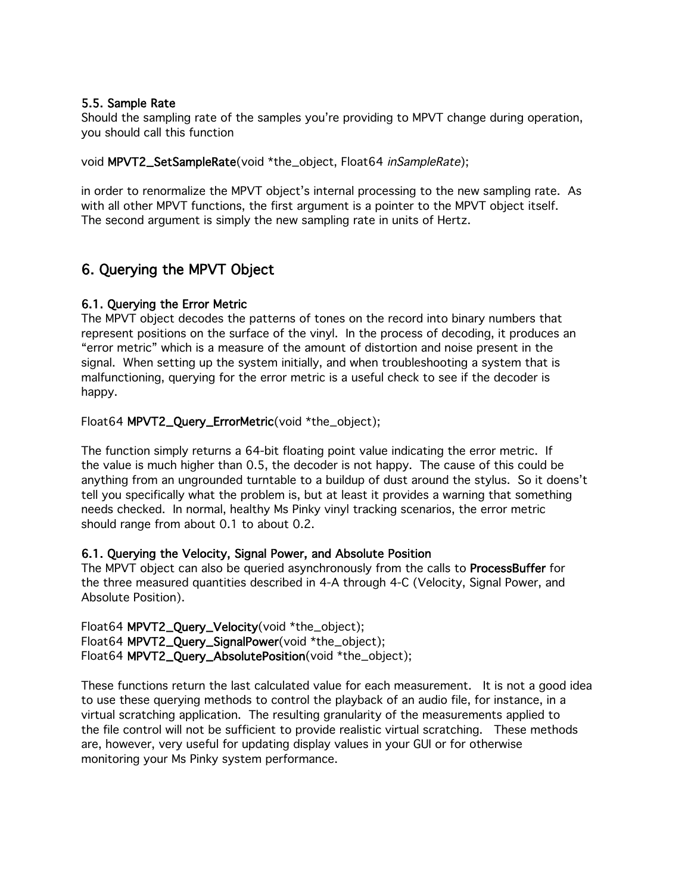### 5.5. Sample Rate

Should the sampling rate of the samples you're providing to MPVT change during operation, you should call this function

void **MPVT2_SetSampleRate**(void *the_object, Float64 *inSampleRate*);

in order to renormalize the MPVT object's internal processing to the new sampling rate. As with all other MPVT functions, the first argument is a pointer to the MPVT object itself. The second argument is simply the new sampling rate in units of Hertz.

## 6. Querying the MPVT Object

### 6.1. Querying the Error Metric

The MPVT object decodes the patterns of tones on the record into binary numbers that represent positions on the surface of the vinyl. In the process of decoding, it produces an "error metric" which is a measure of the amount of distortion and noise present in the signal. When setting up the system initially, and when troubleshooting a system that is malfunctioning, querying for the error metric is a useful check to see if the decoder is happy.

Float64 **MPVT2_Query_ErrorMetric**(void *the_object);

The function simply returns a 64-bit floating point value indicating the error metric. If the value is much higher than 0.5, the decoder is not happy. The cause of this could be anything from an ungrounded turntable to a buildup of dust around the stylus. So it doens't tell you specifically what the problem is, but at least it provides a warning that something needs checked. In normal, healthy Ms Pinky vinyl tracking scenarios, the error metric should range from about 0.1 to about 0.2.

### 6.1. Querying the Velocity, Signal Power, and Absolute Position

The MPVT object can also be queried asynchronously from the calls to **ProcessBuffer** for the three measured quantities described in 4-A through 4-C (Velocity, Signal Power, and Absolute Position).

Float64 **MPVT2_Query_Velocity**(void *the_object);
Float64 **MPVT2_Query_SignalPower**(void *the_object);
Float64 **MPVT2_Query_AbsolutePosition**(void *the_object);

These functions return the last calculated value for each measurement. It is not a good idea to use these querying methods to control the playback of an audio file, for instance, in a virtual scratching application. The resulting granularity of the measurements applied to the file control will not be sufficient to provide realistic virtual scratching. These methods are, however, very useful for updating display values in your GUI or for otherwise monitoring your Ms Pinky system performance.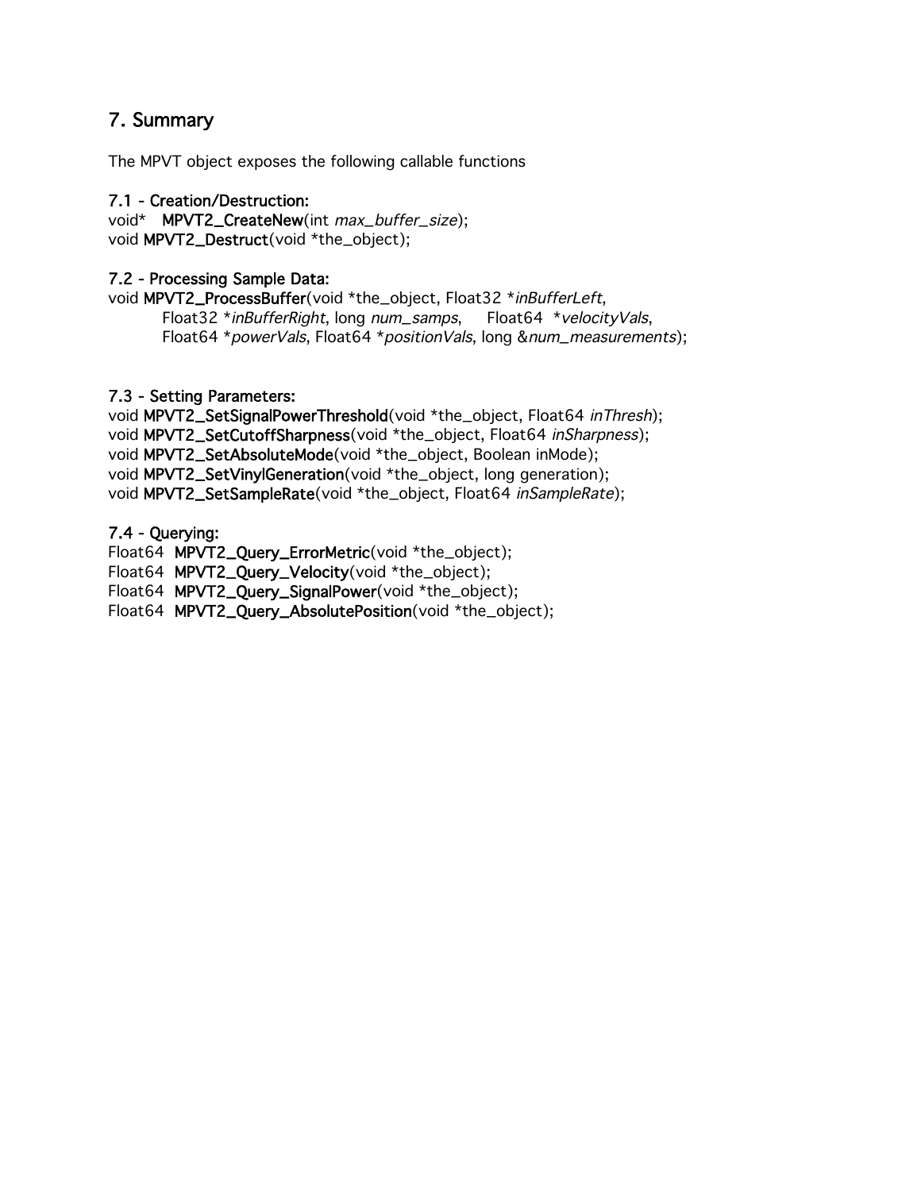## 7. Summary

The MPVT object exposes the following callable functions

### 7.1 - Creation/Destruction:

void* **MPVT2_CreateNew**(int *max_buffer_size*);
void **MPVT2_Destruct**(void *the_object);

### 7.2 - Processing Sample Data:

void **MPVT2_ProcessBuffer**(void *the_object, Float32 **inBufferLeft*, Float32 **inBufferRight*, long *num_samps*, Float64 **velocityVals*, Float64 **powerVals*, Float64 **positionVals*, long &*num_measurements*);

### 7.3 - Setting Parameters:

void **MPVT2_SetSignalPowerThreshold**(void *the_object, Float64 *inThresh*);
void **MPVT2_SetCutoffSharpness**(void *the_object, Float64 *inSharpness*);
void **MPVT2_SetAbsoluteMode**(void *the_object, Boolean inMode);
void **MPVT2_SetVinylGeneration**(void *the_object, long generation);
void **MPVT2_SetSampleRate**(void *the_object, Float64 *inSampleRate*);

### 7.4 - Querying:

Float64 **MPVT2_Query_ErrorMetric**(void *the_object);
Float64 **MPVT2_Query_Velocity**(void *the_object);
Float64 **MPVT2_Query_SignalPower**(void *the_object);
Float64 **MPVT2_Query_AbsolutePosition**(void *the_object);